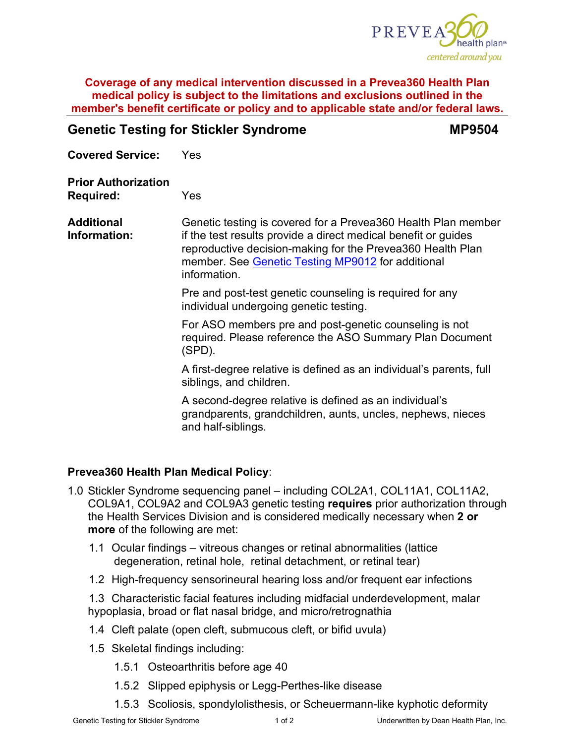**Coverage of any medical intervention discussed in a Prevea360 Health Plan medical policy is subject to the limitations and exclusions outlined in the member's benefit certificate or policy and to applicable state and/or federal laws.**

## Genetic Testing for Stickler Syndrome MP9504

**Covered Service:** Yes

**Prior Authorization Required:** Yes

**Additional Information:** Genetic testing is covered for a Prevea360 Health Plan member if the test results provide a direct medical benefit or guides reproductive decision-making for the Prevea360 Health Plan member. See Genetic Testing MP9012 for additional information.

Pre and post-test genetic counseling is required for any individual undergoing genetic testing.

For ASO members pre and post-genetic counseling is not required. Please reference the ASO Summary Plan Document (SPD).

A first-degree relative is defined as an individual's parents, full siblings, and children.

A second-degree relative is defined as an individual's grandparents, grandchildren, aunts, uncles, nephews, nieces and half-siblings.

**Prevea360 Health Plan Medical Policy**:

1.0 Stickler Syndrome sequencing panel – including COL2A1, COL11A1, COL11A2, COL9A1, COL9A2 and COL9A3 genetic testing **requires** prior authorization through the Health Services Division and is considered medically necessary when **2 or more** of the following are met:

- 1.1 Ocular findings – vitreous changes or retinal abnormalities (lattice degeneration, retinal hole, retinal detachment, or retinal tear)
- 1.2 High-frequency sensorineural hearing loss and/or frequent ear infections
- 1.3 Characteristic facial features including midfacial underdevelopment, malar hypoplasia, broad or flat nasal bridge, and micro/retrognathia
- 1.4 Cleft palate (open cleft, submucous cleft, or bifid uvula)
- 1.5 Skeletal findings including:
  - 1.5.1 Osteoarthritis before age 40
  - 1.5.2 Slipped epiphysis or Legg-Perthes-like disease
  - 1.5.3 Scoliosis, spondylolisthesis, or Scheuermann-like kyphotic deformity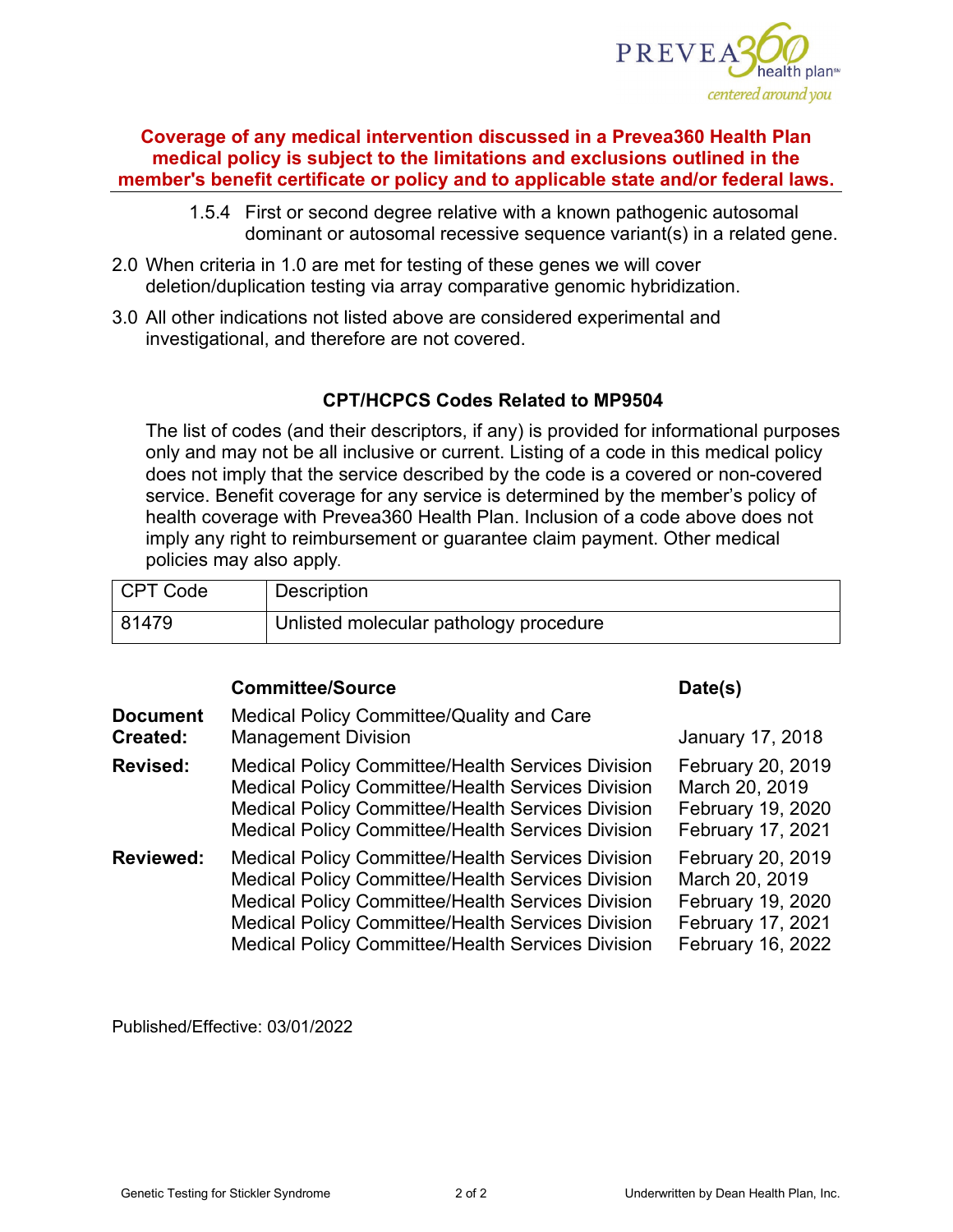**Coverage of any medical intervention discussed in a Prevea360 Health Plan medical policy is subject to the limitations and exclusions outlined in the member's benefit certificate or policy and to applicable state and/or federal laws.**

1.5.4 First or second degree relative with a known pathogenic autosomal dominant or autosomal recessive sequence variant(s) in a related gene.

2.0 When criteria in 1.0 are met for testing of these genes we will cover deletion/duplication testing via array comparative genomic hybridization.

3.0 All other indications not listed above are considered experimental and investigational, and therefore are not covered.

### CPT/HCPCS Codes Related to MP9504

The list of codes (and their descriptors, if any) is provided for informational purposes only and may not be all inclusive or current. Listing of a code in this medical policy does not imply that the service described by the code is a covered or non-covered service. Benefit coverage for any service is determined by the member's policy of health coverage with Prevea360 Health Plan. Inclusion of a code above does not imply any right to reimbursement or guarantee claim payment. Other medical policies may also apply.

| CPT Code | Description |
|---|---|
| 81479 | Unlisted molecular pathology procedure |

| | Committee/Source | Date(s) |
|---|---|---|
| **Document Created:** | Medical Policy Committee/Quality and Care Management Division | January 17, 2018 |
| **Revised:** | Medical Policy Committee/Health Services Division | February 20, 2019 |
| | Medical Policy Committee/Health Services Division | March 20, 2019 |
| | Medical Policy Committee/Health Services Division | February 19, 2020 |
| | Medical Policy Committee/Health Services Division | February 17, 2021 |
| **Reviewed:** | Medical Policy Committee/Health Services Division | February 20, 2019 |
| | Medical Policy Committee/Health Services Division | March 20, 2019 |
| | Medical Policy Committee/Health Services Division | February 19, 2020 |
| | Medical Policy Committee/Health Services Division | February 17, 2021 |
| | Medical Policy Committee/Health Services Division | February 16, 2022 |

Published/Effective: 03/01/2022